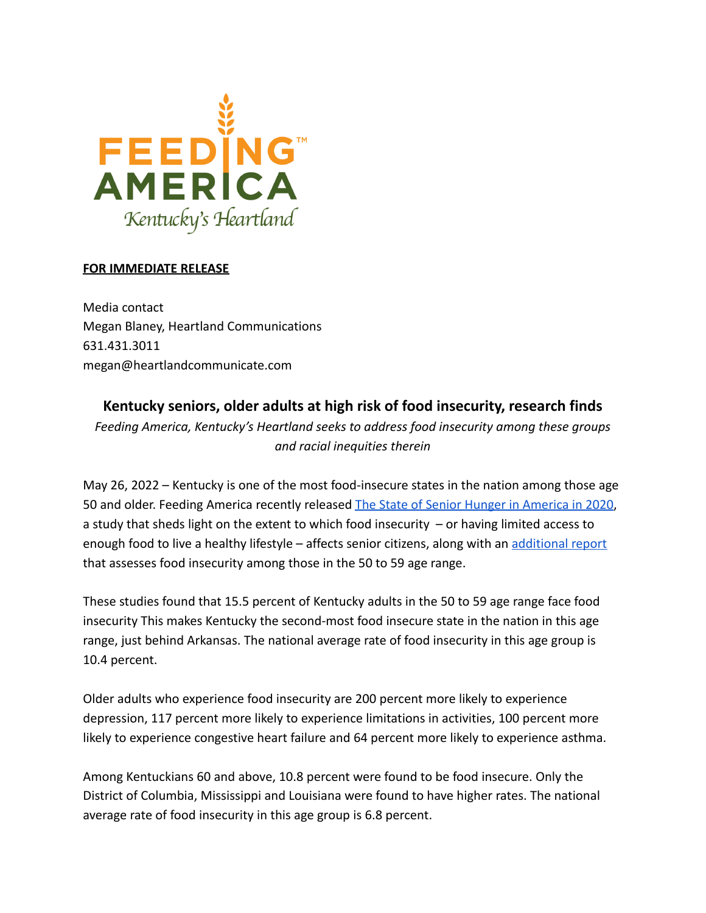FEEDING AMERICA
Kentucky's Heartland

**FOR IMMEDIATE RELEASE**

Media contact
Megan Blaney, Heartland Communications
631.431.3011
megan@heartlandcommunicate.com

## Kentucky seniors, older adults at high risk of food insecurity, research finds

*Feeding America, Kentucky's Heartland seeks to address food insecurity among these groups and racial inequities therein*

May 26, 2022 – Kentucky is one of the most food-insecure states in the nation among those age 50 and older. Feeding America recently released [The State of Senior Hunger in America in 2020](), a study that sheds light on the extent to which food insecurity – or having limited access to enough food to live a healthy lifestyle – affects senior citizens, along with an [additional report]() that assesses food insecurity among those in the 50 to 59 age range.

These studies found that 15.5 percent of Kentucky adults in the 50 to 59 age range face food insecurity This makes Kentucky the second-most food insecure state in the nation in this age range, just behind Arkansas. The national average rate of food insecurity in this age group is 10.4 percent.

Older adults who experience food insecurity are 200 percent more likely to experience depression, 117 percent more likely to experience limitations in activities, 100 percent more likely to experience congestive heart failure and 64 percent more likely to experience asthma.

Among Kentuckians 60 and above, 10.8 percent were found to be food insecure. Only the District of Columbia, Mississippi and Louisiana were found to have higher rates. The national average rate of food insecurity in this age group is 6.8 percent.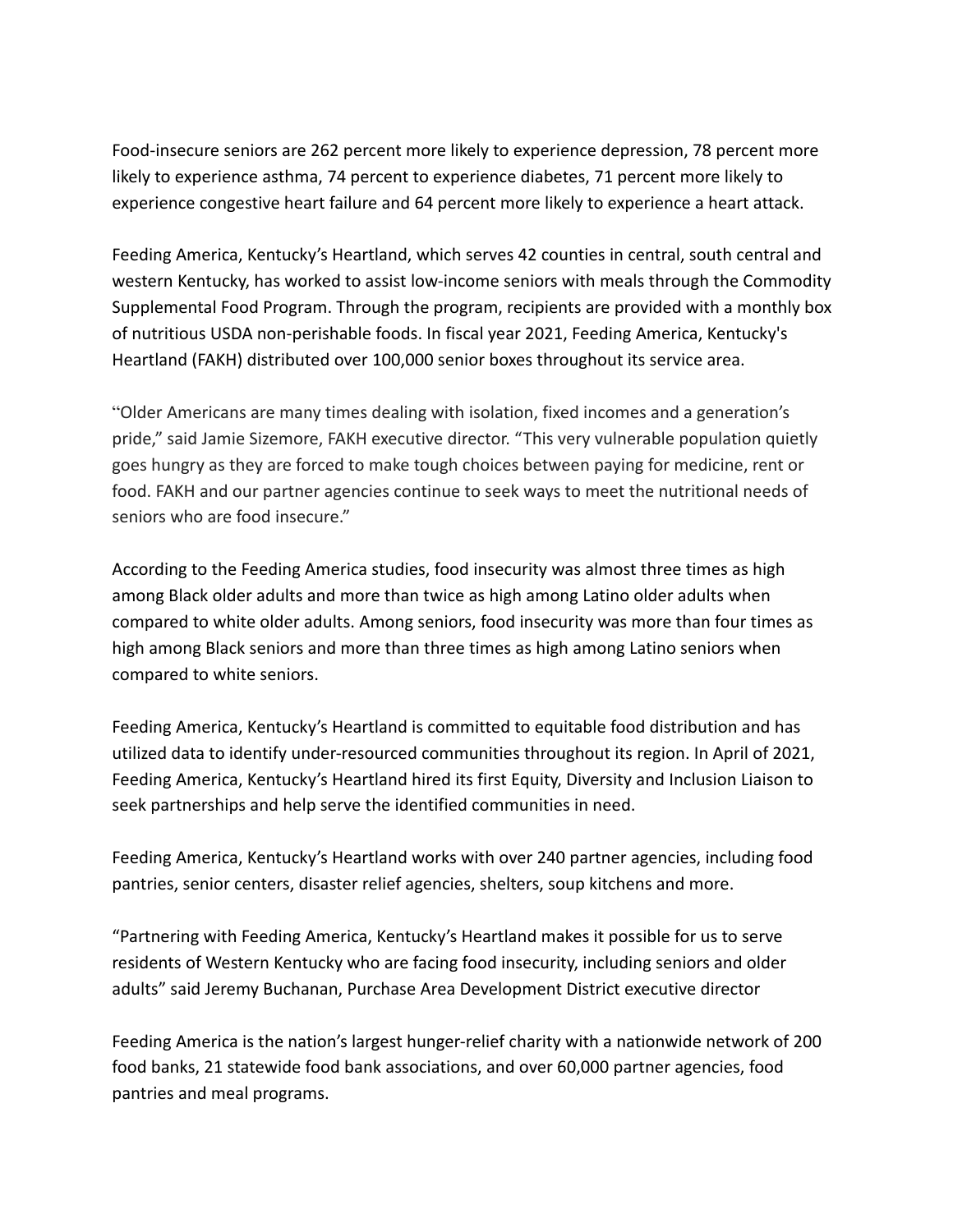Food-insecure seniors are 262 percent more likely to experience depression, 78 percent more likely to experience asthma, 74 percent to experience diabetes, 71 percent more likely to experience congestive heart failure and 64 percent more likely to experience a heart attack.

Feeding America, Kentucky's Heartland, which serves 42 counties in central, south central and western Kentucky, has worked to assist low-income seniors with meals through the Commodity Supplemental Food Program. Through the program, recipients are provided with a monthly box of nutritious USDA non-perishable foods. In fiscal year 2021, Feeding America, Kentucky's Heartland (FAKH) distributed over 100,000 senior boxes throughout its service area.

"Older Americans are many times dealing with isolation, fixed incomes and a generation's pride," said Jamie Sizemore, FAKH executive director. "This very vulnerable population quietly goes hungry as they are forced to make tough choices between paying for medicine, rent or food. FAKH and our partner agencies continue to seek ways to meet the nutritional needs of seniors who are food insecure."

According to the Feeding America studies, food insecurity was almost three times as high among Black older adults and more than twice as high among Latino older adults when compared to white older adults. Among seniors, food insecurity was more than four times as high among Black seniors and more than three times as high among Latino seniors when compared to white seniors.

Feeding America, Kentucky's Heartland is committed to equitable food distribution and has utilized data to identify under-resourced communities throughout its region. In April of 2021, Feeding America, Kentucky's Heartland hired its first Equity, Diversity and Inclusion Liaison to seek partnerships and help serve the identified communities in need.

Feeding America, Kentucky's Heartland works with over 240 partner agencies, including food pantries, senior centers, disaster relief agencies, shelters, soup kitchens and more.

"Partnering with Feeding America, Kentucky's Heartland makes it possible for us to serve residents of Western Kentucky who are facing food insecurity, including seniors and older adults" said Jeremy Buchanan, Purchase Area Development District executive director

Feeding America is the nation's largest hunger-relief charity with a nationwide network of 200 food banks, 21 statewide food bank associations, and over 60,000 partner agencies, food pantries and meal programs.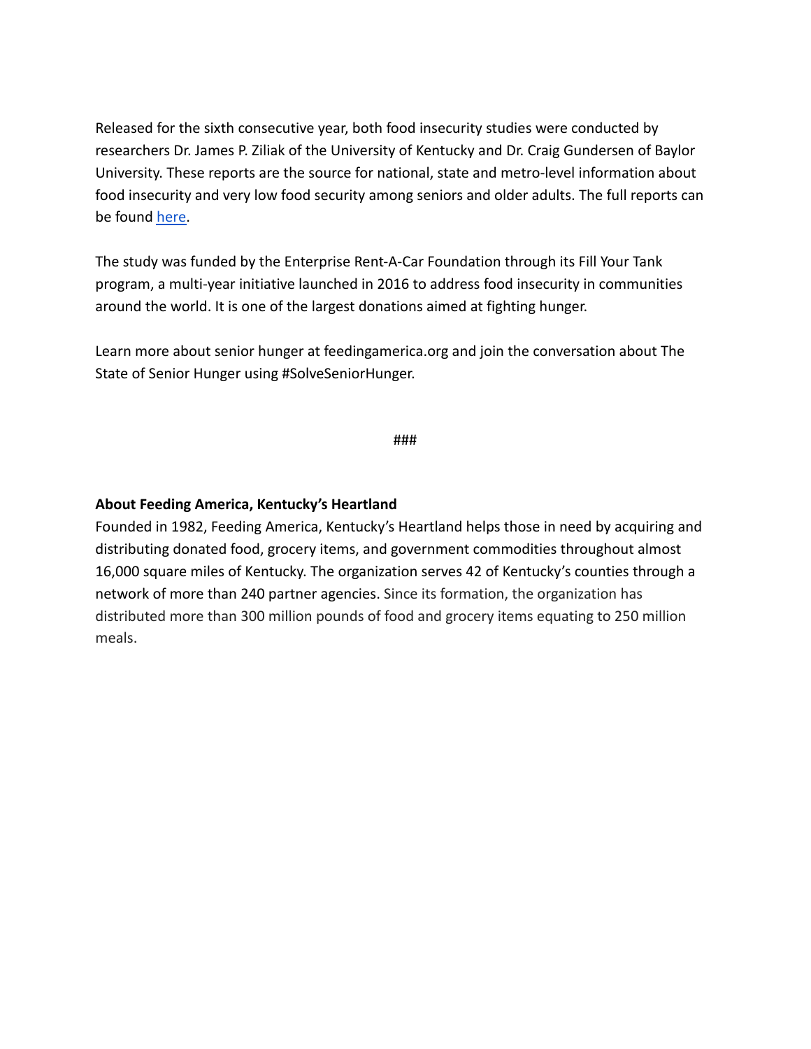Released for the sixth consecutive year, both food insecurity studies were conducted by researchers Dr. James P. Ziliak of the University of Kentucky and Dr. Craig Gundersen of Baylor University. These reports are the source for national, state and metro-level information about food insecurity and very low food security among seniors and older adults. The full reports can be found here.

The study was funded by the Enterprise Rent-A-Car Foundation through its Fill Your Tank program, a multi-year initiative launched in 2016 to address food insecurity in communities around the world. It is one of the largest donations aimed at fighting hunger.

Learn more about senior hunger at feedingamerica.org and join the conversation about The State of Senior Hunger using #SolveSeniorHunger.

###

**About Feeding America, Kentucky's Heartland**

Founded in 1982, Feeding America, Kentucky's Heartland helps those in need by acquiring and distributing donated food, grocery items, and government commodities throughout almost 16,000 square miles of Kentucky. The organization serves 42 of Kentucky's counties through a network of more than 240 partner agencies. Since its formation, the organization has distributed more than 300 million pounds of food and grocery items equating to 250 million meals.